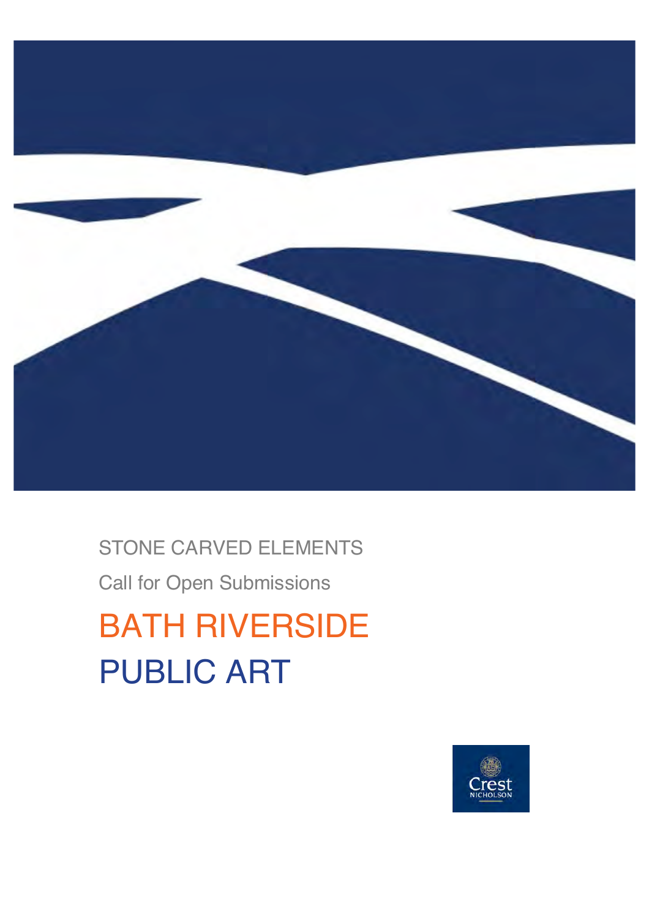STONE CARVED ELEMENTS

Call for Open Submissions

# BATH RIVERSIDE

# PUBLIC ART

Crest NICHOLSON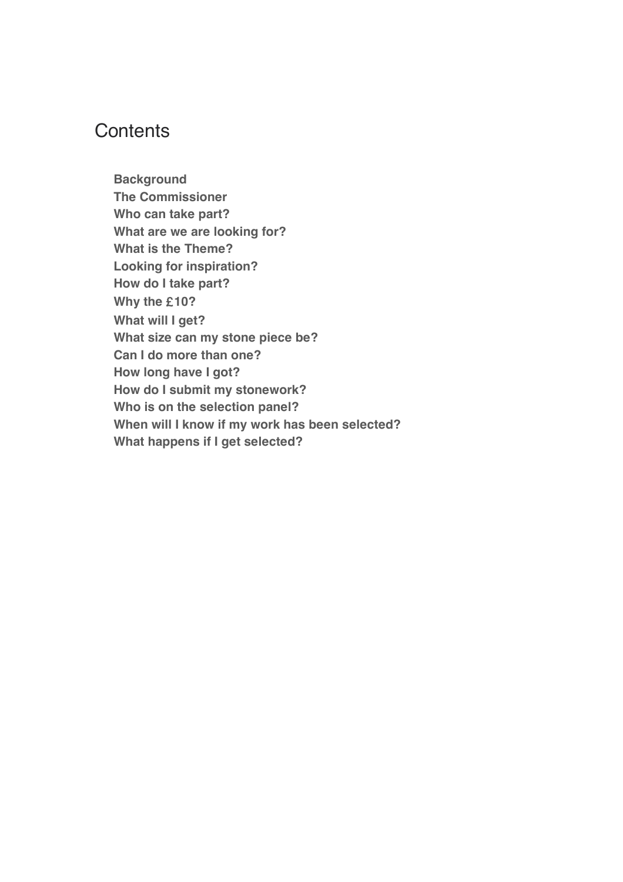# Contents

**Background**
**The Commissioner**
**Who can take part?**
**What are we are looking for?**
**What is the Theme?**
**Looking for inspiration?**
**How do I take part?**
**Why the £10?**
**What will I get?**
**What size can my stone piece be?**
**Can I do more than one?**
**How long have I got?**
**How do I submit my stonework?**
**Who is on the selection panel?**
**When will I know if my work has been selected?**
**What happens if I get selected?**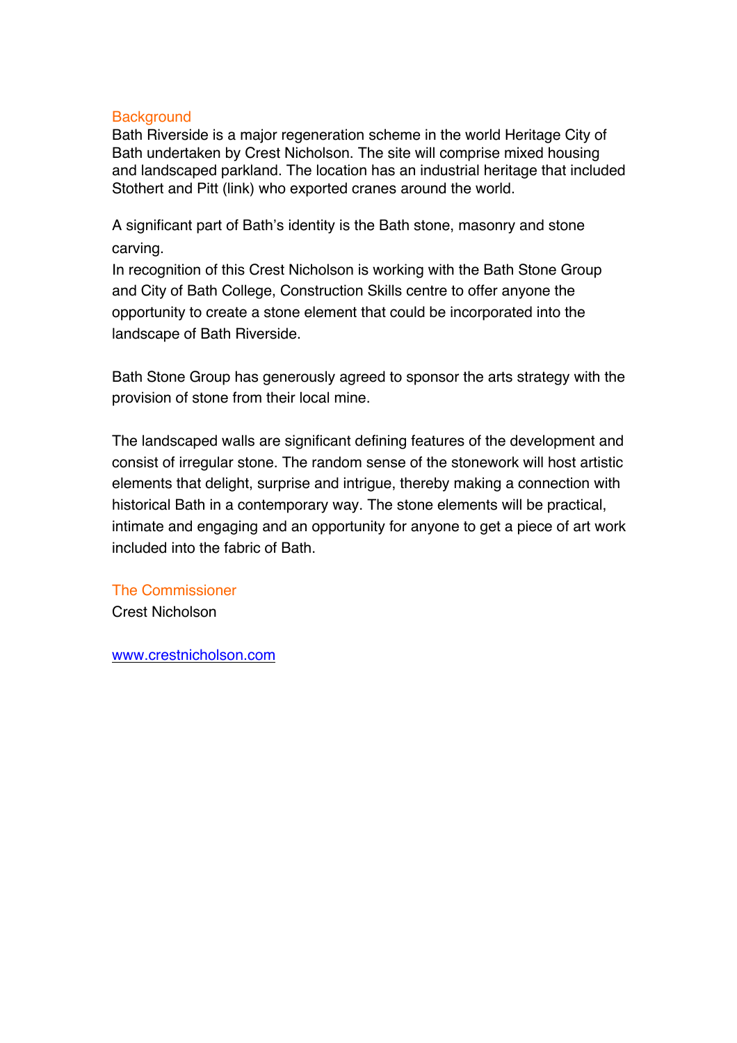## Background

Bath Riverside is a major regeneration scheme in the world Heritage City of Bath undertaken by Crest Nicholson. The site will comprise mixed housing and landscaped parkland. The location has an industrial heritage that included Stothert and Pitt (link) who exported cranes around the world.

A significant part of Bath's identity is the Bath stone, masonry and stone carving.
In recognition of this Crest Nicholson is working with the Bath Stone Group and City of Bath College, Construction Skills centre to offer anyone the opportunity to create a stone element that could be incorporated into the landscape of Bath Riverside.

Bath Stone Group has generously agreed to sponsor the arts strategy with the provision of stone from their local mine.

The landscaped walls are significant defining features of the development and consist of irregular stone. The random sense of the stonework will host artistic elements that delight, surprise and intrigue, thereby making a connection with historical Bath in a contemporary way. The stone elements will be practical, intimate and engaging and an opportunity for anyone to get a piece of art work included into the fabric of Bath.

## The Commissioner

Crest Nicholson

[www.crestnicholson.com](http://www.crestnicholson.com)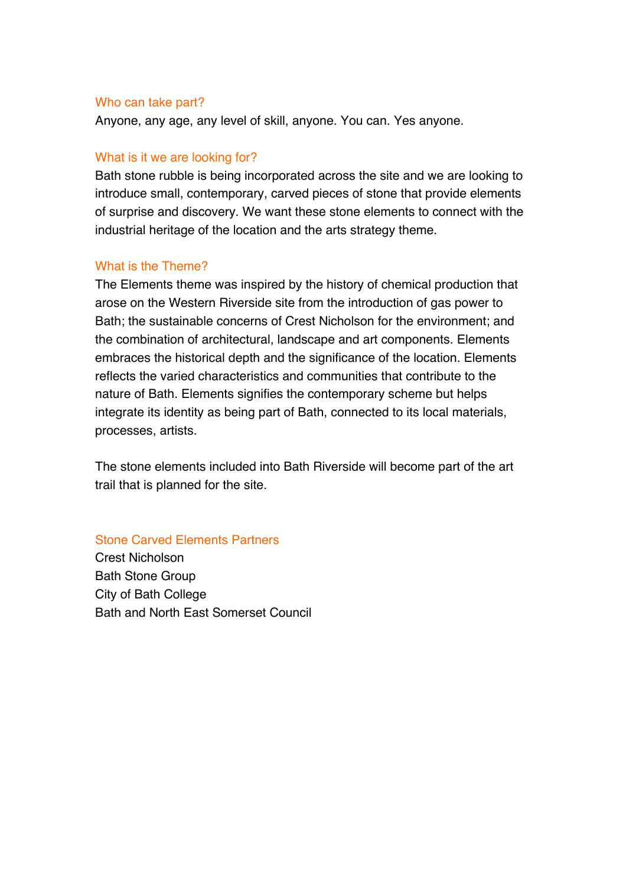## Who can take part?

Anyone, any age, any level of skill, anyone. You can. Yes anyone.

## What is it we are looking for?

Bath stone rubble is being incorporated across the site and we are looking to introduce small, contemporary, carved pieces of stone that provide elements of surprise and discovery. We want these stone elements to connect with the industrial heritage of the location and the arts strategy theme.

## What is the Theme?

The Elements theme was inspired by the history of chemical production that arose on the Western Riverside site from the introduction of gas power to Bath; the sustainable concerns of Crest Nicholson for the environment; and the combination of architectural, landscape and art components. Elements embraces the historical depth and the significance of the location. Elements reflects the varied characteristics and communities that contribute to the nature of Bath. Elements signifies the contemporary scheme but helps integrate its identity as being part of Bath, connected to its local materials, processes, artists.

The stone elements included into Bath Riverside will become part of the art trail that is planned for the site.

## Stone Carved Elements Partners

Crest Nicholson
Bath Stone Group
City of Bath College
Bath and North East Somerset Council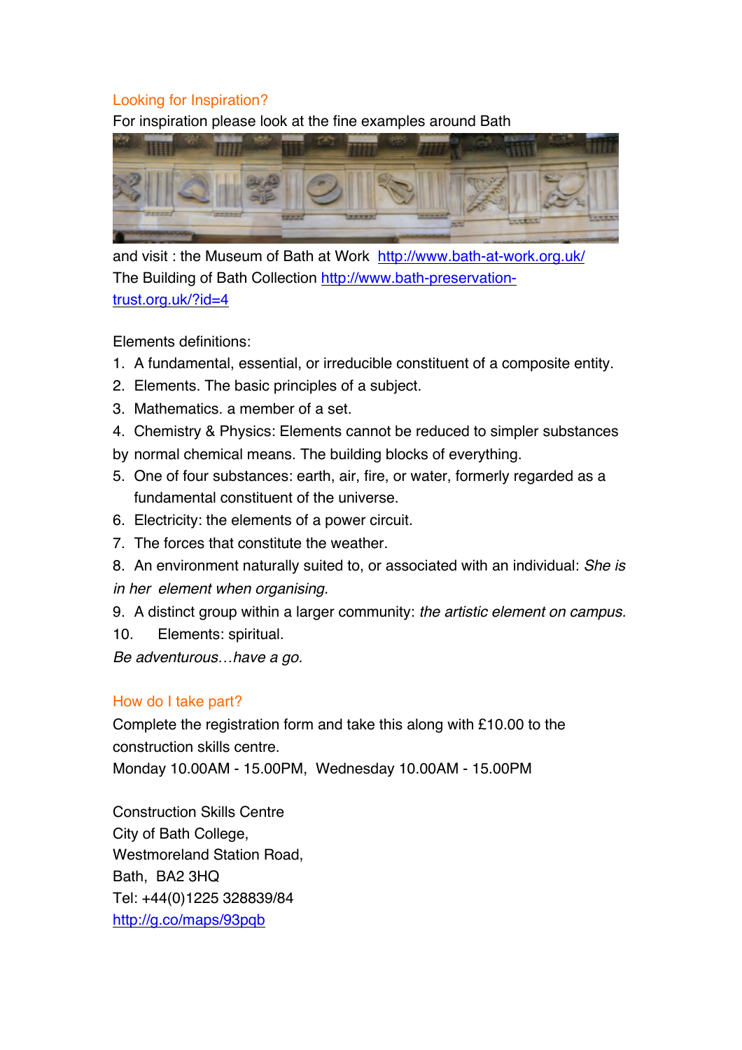## Looking for Inspiration?

For inspiration please look at the fine examples around Bath

and visit : the Museum of Bath at Work [http://www.bath-at-work.org.uk/](http://www.bath-at-work.org.uk/)
The Building of Bath Collection [http://www.bath-preservation-trust.org.uk/?id=4](http://www.bath-preservation-trust.org.uk/?id=4)

Elements definitions:

1. A fundamental, essential, or irreducible constituent of a composite entity.
2. Elements. The basic principles of a subject.
3. Mathematics. a member of a set.
4. Chemistry & Physics: Elements cannot be reduced to simpler substances by normal chemical means. The building blocks of everything.
5. One of four substances: earth, air, fire, or water, formerly regarded as a fundamental constituent of the universe.
6. Electricity: the elements of a power circuit.
7. The forces that constitute the weather.
8. An environment naturally suited to, or associated with an individual: *She is in her element when organising.*
9. A distinct group within a larger community: *the artistic element on campus.*
10. Elements: spiritual.

*Be adventurous…have a go.*

## How do I take part?

Complete the registration form and take this along with £10.00 to the construction skills centre.
Monday 10.00AM - 15.00PM, Wednesday 10.00AM - 15.00PM

Construction Skills Centre
City of Bath College,
Westmoreland Station Road,
Bath, BA2 3HQ
Tel: +44(0)1225 328839/84
[http://g.co/maps/93pqb](http://g.co/maps/93pqb)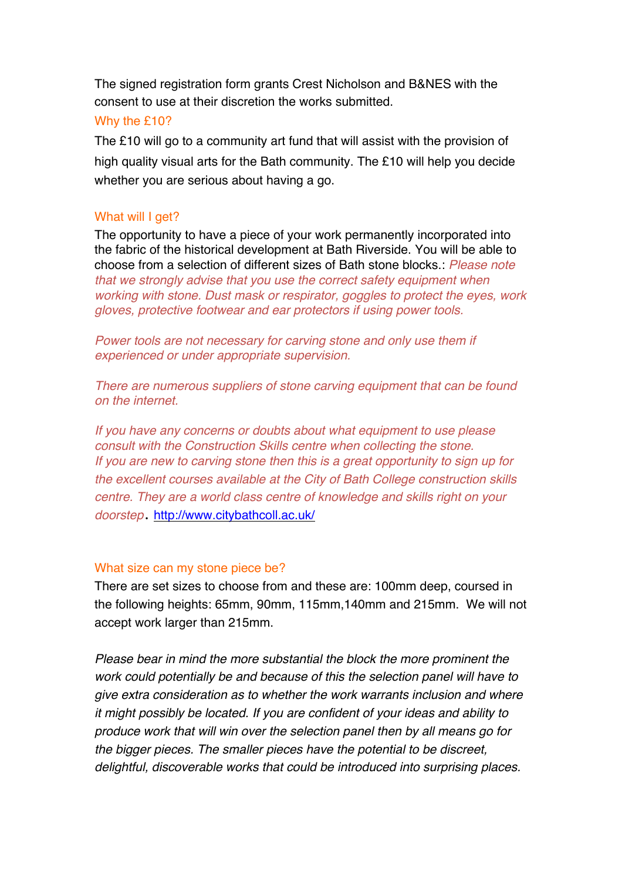The signed registration form grants Crest Nicholson and B&NES with the consent to use at their discretion the works submitted.

## Why the £10?

The £10 will go to a community art fund that will assist with the provision of high quality visual arts for the Bath community. The £10 will help you decide whether you are serious about having a go.

## What will I get?

The opportunity to have a piece of your work permanently incorporated into the fabric of the historical development at Bath Riverside. You will be able to choose from a selection of different sizes of Bath stone blocks.: *Please note that we strongly advise that you use the correct safety equipment when working with stone. Dust mask or respirator, goggles to protect the eyes, work gloves, protective footwear and ear protectors if using power tools.*

*Power tools are not necessary for carving stone and only use them if experienced or under appropriate supervision.*

*There are numerous suppliers of stone carving equipment that can be found on the internet.*

*If you have any concerns or doubts about what equipment to use please consult with the Construction Skills centre when collecting the stone.*
*If you are new to carving stone then this is a great opportunity to sign up for the excellent courses available at the City of Bath College construction skills centre. They are a world class centre of knowledge and skills right on your doorstep*. http://www.citybathcoll.ac.uk/

## What size can my stone piece be?

There are set sizes to choose from and these are: 100mm deep, coursed in the following heights: 65mm, 90mm, 115mm,140mm and 215mm. We will not accept work larger than 215mm.

*Please bear in mind the more substantial the block the more prominent the work could potentially be and because of this the selection panel will have to give extra consideration as to whether the work warrants inclusion and where it might possibly be located. If you are confident of your ideas and ability to produce work that will win over the selection panel then by all means go for the bigger pieces. The smaller pieces have the potential to be discreet, delightful, discoverable works that could be introduced into surprising places.*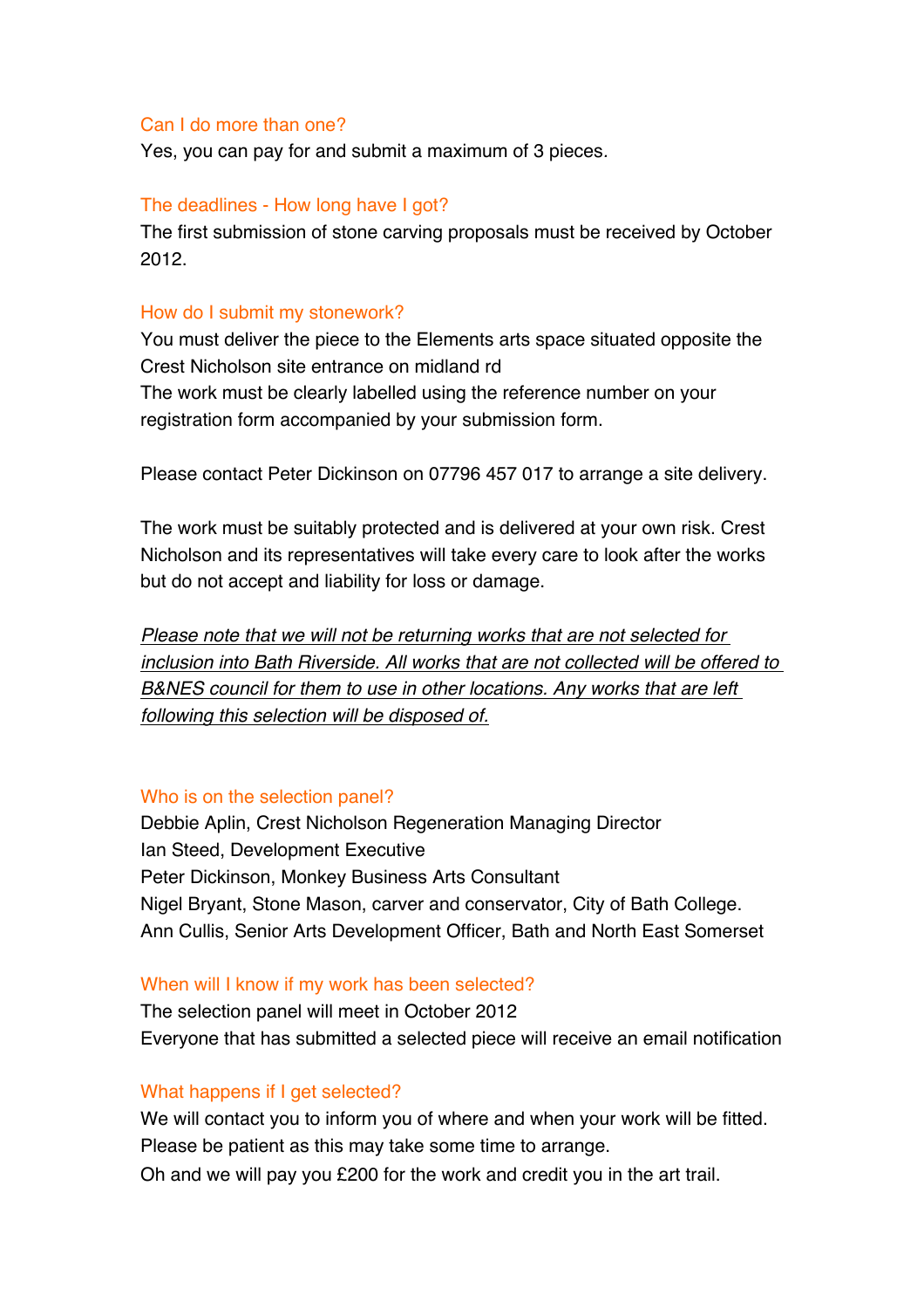### Can I do more than one?

Yes, you can pay for and submit a maximum of 3 pieces.

### The deadlines - How long have I got?

The first submission of stone carving proposals must be received by October 2012.

### How do I submit my stonework?

You must deliver the piece to the Elements arts space situated opposite the Crest Nicholson site entrance on midland rd
The work must be clearly labelled using the reference number on your registration form accompanied by your submission form.

Please contact Peter Dickinson on 07796 457 017 to arrange a site delivery.

The work must be suitably protected and is delivered at your own risk. Crest Nicholson and its representatives will take every care to look after the works but do not accept and liability for loss or damage.

*Please note that we will not be returning works that are not selected for inclusion into Bath Riverside. All works that are not collected will be offered to B&NES council for them to use in other locations. Any works that are left following this selection will be disposed of.*

### Who is on the selection panel?

Debbie Aplin, Crest Nicholson Regeneration Managing Director
Ian Steed, Development Executive
Peter Dickinson, Monkey Business Arts Consultant
Nigel Bryant, Stone Mason, carver and conservator, City of Bath College.
Ann Cullis, Senior Arts Development Officer, Bath and North East Somerset

### When will I know if my work has been selected?

The selection panel will meet in October 2012
Everyone that has submitted a selected piece will receive an email notification

### What happens if I get selected?

We will contact you to inform you of where and when your work will be fitted. Please be patient as this may take some time to arrange.
Oh and we will pay you £200 for the work and credit you in the art trail.